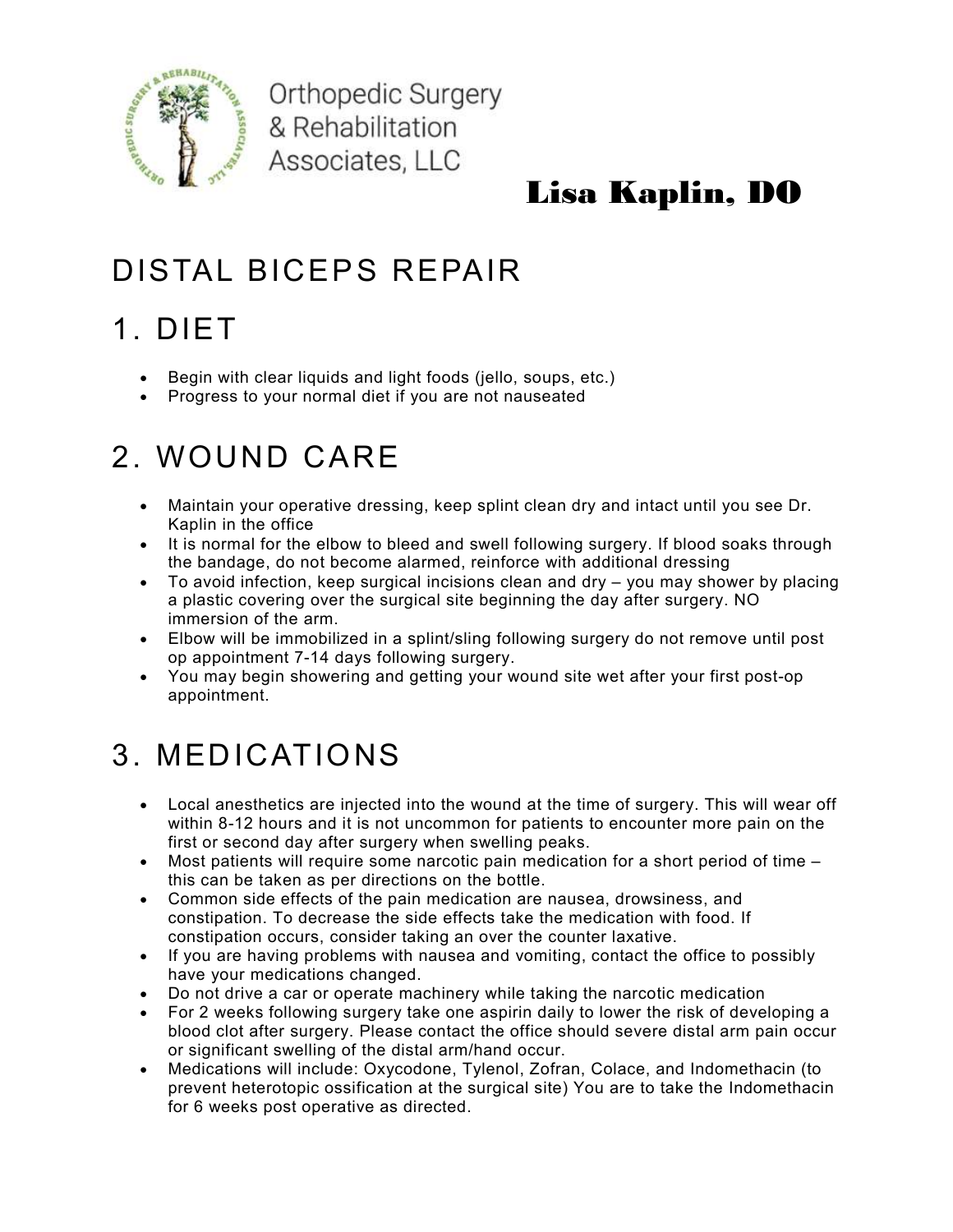Orthopedic Surgery & Rehabilitation Associates, LLC

**Lisa Kaplin, DO**

# DISTAL BICEPS REPAIR

## 1. DIET

- Begin with clear liquids and light foods (jello, soups, etc.)
- Progress to your normal diet if you are not nauseated

## 2. WOUND CARE

- Maintain your operative dressing, keep splint clean dry and intact until you see Dr. Kaplin in the office
- It is normal for the elbow to bleed and swell following surgery. If blood soaks through the bandage, do not become alarmed, reinforce with additional dressing
- To avoid infection, keep surgical incisions clean and dry – you may shower by placing a plastic covering over the surgical site beginning the day after surgery. NO immersion of the arm.
- Elbow will be immobilized in a splint/sling following surgery do not remove until post op appointment 7-14 days following surgery.
- You may begin showering and getting your wound site wet after your first post-op appointment.

## 3. MEDICATIONS

- Local anesthetics are injected into the wound at the time of surgery. This will wear off within 8-12 hours and it is not uncommon for patients to encounter more pain on the first or second day after surgery when swelling peaks.
- Most patients will require some narcotic pain medication for a short period of time – this can be taken as per directions on the bottle.
- Common side effects of the pain medication are nausea, drowsiness, and constipation. To decrease the side effects take the medication with food. If constipation occurs, consider taking an over the counter laxative.
- If you are having problems with nausea and vomiting, contact the office to possibly have your medications changed.
- Do not drive a car or operate machinery while taking the narcotic medication
- For 2 weeks following surgery take one aspirin daily to lower the risk of developing a blood clot after surgery. Please contact the office should severe distal arm pain occur or significant swelling of the distal arm/hand occur.
- Medications will include: Oxycodone, Tylenol, Zofran, Colace, and Indomethacin (to prevent heterotopic ossification at the surgical site) You are to take the Indomethacin for 6 weeks post operative as directed.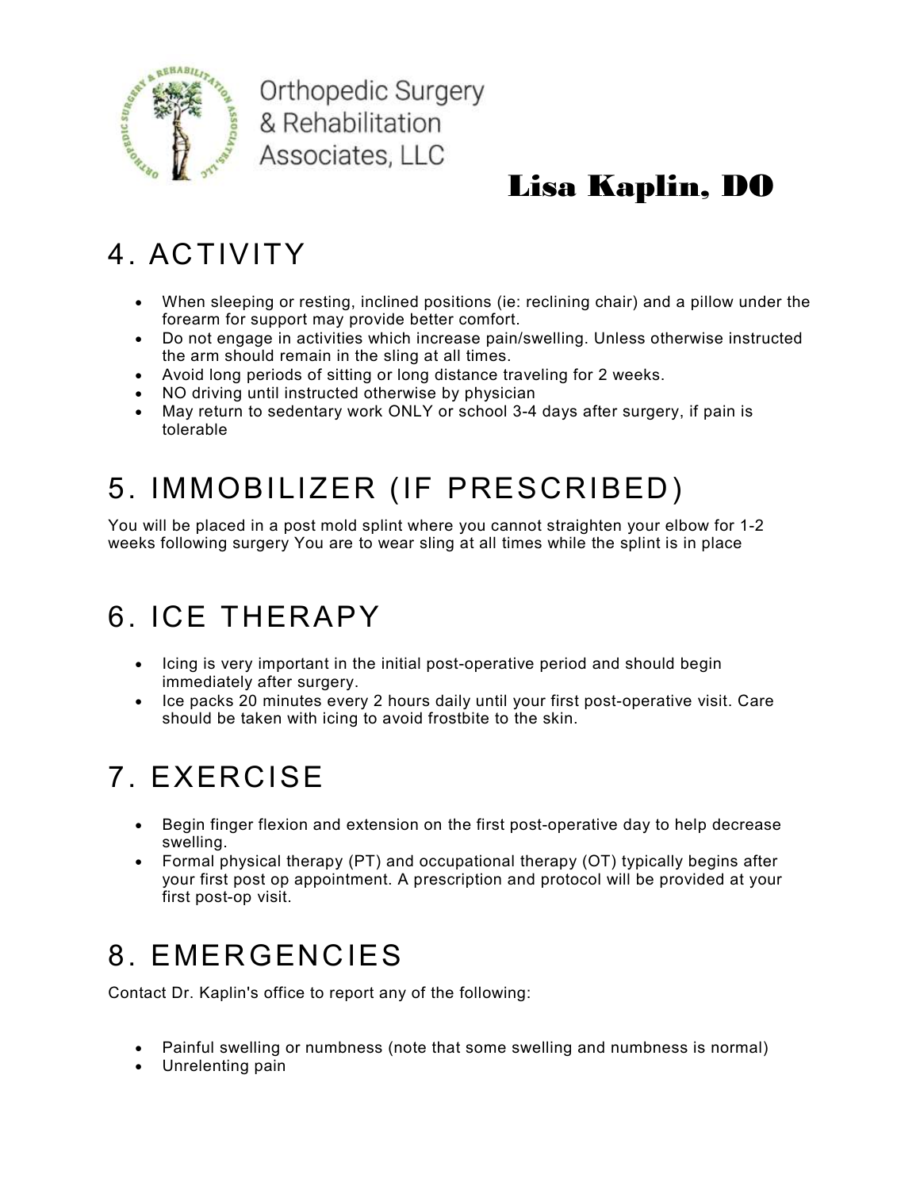## 4. ACTIVITY

- When sleeping or resting, inclined positions (ie: reclining chair) and a pillow under the forearm for support may provide better comfort.
- Do not engage in activities which increase pain/swelling. Unless otherwise instructed the arm should remain in the sling at all times.
- Avoid long periods of sitting or long distance traveling for 2 weeks.
- NO driving until instructed otherwise by physician
- May return to sedentary work ONLY or school 3-4 days after surgery, if pain is tolerable

## 5. IMMOBILIZER (IF PRESCRIBED)

You will be placed in a post mold splint where you cannot straighten your elbow for 1-2 weeks following surgery You are to wear sling at all times while the splint is in place

## 6. ICE THERAPY

- Icing is very important in the initial post-operative period and should begin immediately after surgery.
- Ice packs 20 minutes every 2 hours daily until your first post-operative visit. Care should be taken with icing to avoid frostbite to the skin.

## 7. EXERCISE

- Begin finger flexion and extension on the first post-operative day to help decrease swelling.
- Formal physical therapy (PT) and occupational therapy (OT) typically begins after your first post op appointment. A prescription and protocol will be provided at your first post-op visit.

## 8. EMERGENCIES

Contact Dr. Kaplin's office to report any of the following:

- Painful swelling or numbness (note that some swelling and numbness is normal)
- Unrelenting pain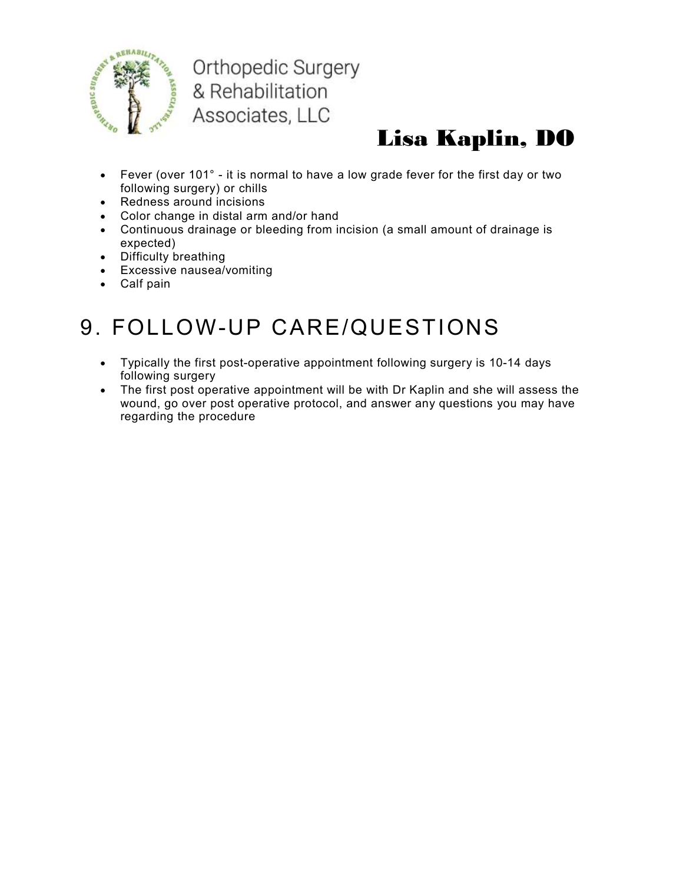- Fever (over 101° - it is normal to have a low grade fever for the first day or two following surgery) or chills
- Redness around incisions
- Color change in distal arm and/or hand
- Continuous drainage or bleeding from incision (a small amount of drainage is expected)
- Difficulty breathing
- Excessive nausea/vomiting
- Calf pain

# 9. FOLLOW-UP CARE/QUESTIONS

- Typically the first post-operative appointment following surgery is 10-14 days following surgery
- The first post operative appointment will be with Dr Kaplin and she will assess the wound, go over post operative protocol, and answer any questions you may have regarding the procedure